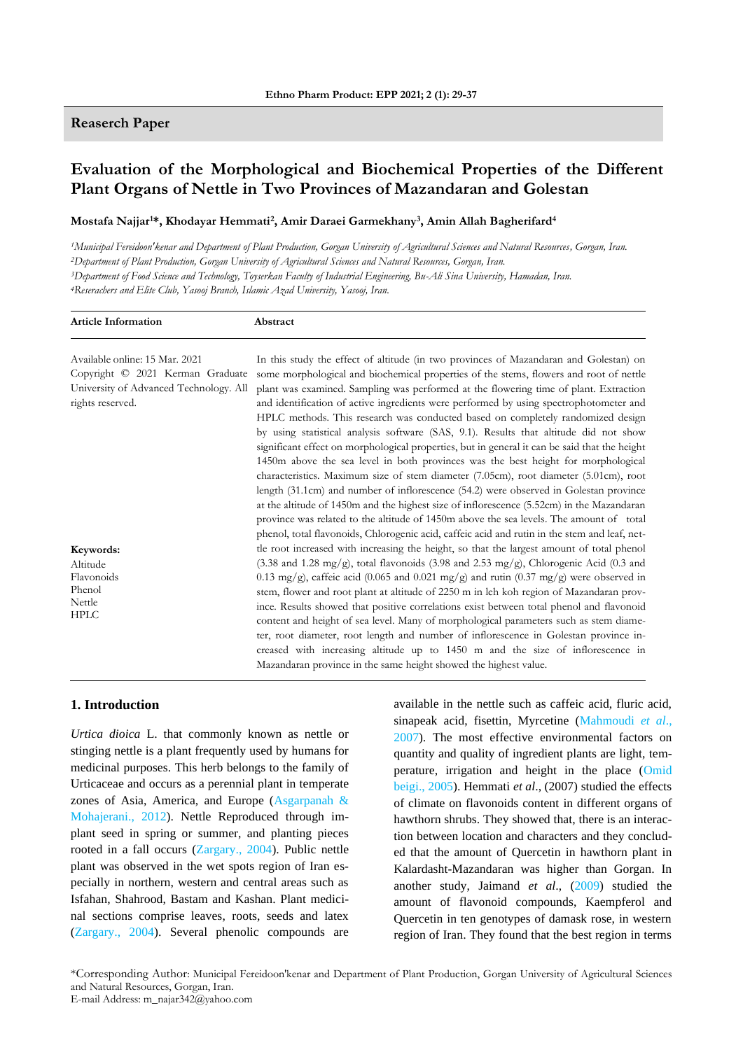Reaserch Paper

# Evaluation of the Morphological and Biochemical Properties of the Different Plant Organs of Nettle in Two Provinces of Mazandaran and Golestan

**Mostafa Najjar[1]*, Khodayar Hemmati[2], Amir Daraei Garmekhany[3], Amin Allah Bagherifard[4]**

*[1]Municipal Fereidoon'kenar and Department of Plant Production, Gorgan University of Agricultural Sciences and Natural Resources, Gorgan, Iran.*
*[2]Department of Plant Production, Gorgan University of Agricultural Sciences and Natural Resources, Gorgan, Iran.*
*[3]Department of Food Science and Technology, Toyserkan Faculty of Industrial Engineering, Bu-Ali Sina University, Hamadan, Iran.*
*[4]Reserachers and Elite Club, Yasooj Branch, Islamic Azad University, Yasooj, Iran.*

**Article Information**

Available online: 15 Mar. 2021
Copyright © 2021 Kerman Graduate University of Advanced Technology. All rights reserved.

**Keywords:**
Altitude
Flavonoids
Phenol
Nettle
HPLC

**Abstract**

In this study the effect of altitude (in two provinces of Mazandaran and Golestan) on some morphological and biochemical properties of the stems, flowers and root of nettle plant was examined. Sampling was performed at the flowering time of plant. Extraction and identification of active ingredients were performed by using spectrophotometer and HPLC methods. This research was conducted based on completely randomized design by using statistical analysis software (SAS, 9.1). Results that altitude did not show significant effect on morphological properties, but in general it can be said that the height 1450m above the sea level in both provinces was the best height for morphological characteristics. Maximum size of stem diameter (7.05cm), root diameter (5.01cm), root length (31.1cm) and number of inflorescence (54.2) were observed in Golestan province at the altitude of 1450m and the highest size of inflorescence (5.52cm) in the Mazandaran province was related to the altitude of 1450m above the sea levels. The amount of total phenol, total flavonoids, Chlorogenic acid, caffeic acid and rutin in the stem and leaf, nettle root increased with increasing the height, so that the largest amount of total phenol (3.38 and 1.28 mg/g), total flavonoids (3.98 and 2.53 mg/g), Chlorogenic Acid (0.3 and 0.13 mg/g), caffeic acid (0.065 and 0.021 mg/g) and rutin (0.37 mg/g) were observed in stem, flower and root plant at altitude of 2250 m in leh koh region of Mazandaran province. Results showed that positive correlations exist between total phenol and flavonoid content and height of sea level. Many of morphological parameters such as stem diameter, root diameter, root length and number of inflorescence in Golestan province increased with increasing altitude up to 1450 m and the size of inflorescence in Mazandaran province in the same height showed the highest value.

## 1. Introduction

*Urtica dioica* L. that commonly known as nettle or stinging nettle is a plant frequently used by humans for medicinal purposes. This herb belongs to the family of Urticaceae and occurs as a perennial plant in temperate zones of Asia, America, and Europe (Asgarpanah & Mohajerani., 2012). Nettle Reproduced through implant seed in spring or summer, and planting pieces rooted in a fall occurs (Zargary., 2004). Public nettle plant was observed in the wet spots region of Iran especially in northern, western and central areas such as Isfahan, Shahrood, Bastam and Kashan. Plant medicinal sections comprise leaves, roots, seeds and latex (Zargary., 2004). Several phenolic compounds are available in the nettle such as caffeic acid, fluric acid, sinapeak acid, fisettin, Myrcetine (Mahmoudi *et al*., 2007). The most effective environmental factors on quantity and quality of ingredient plants are light, temperature, irrigation and height in the place (Omid beigi., 2005). Hemmati *et al*., (2007) studied the effects of climate on flavonoids content in different organs of hawthorn shrubs. They showed that, there is an interaction between location and characters and they concluded that the amount of Quercetin in hawthorn plant in Kalardasht-Mazandaran was higher than Gorgan. In another study, Jaimand *et al*., (2009) studied the amount of flavonoid compounds, Kaempferol and Quercetin in ten genotypes of damask rose, in western region of Iran. They found that the best region in terms

*Corresponding Author: Municipal Fereidoon'kenar and Department of Plant Production, Gorgan University of Agricultural Sciences and Natural Resources, Gorgan, Iran.
E-mail Address: m_najar342@yahoo.com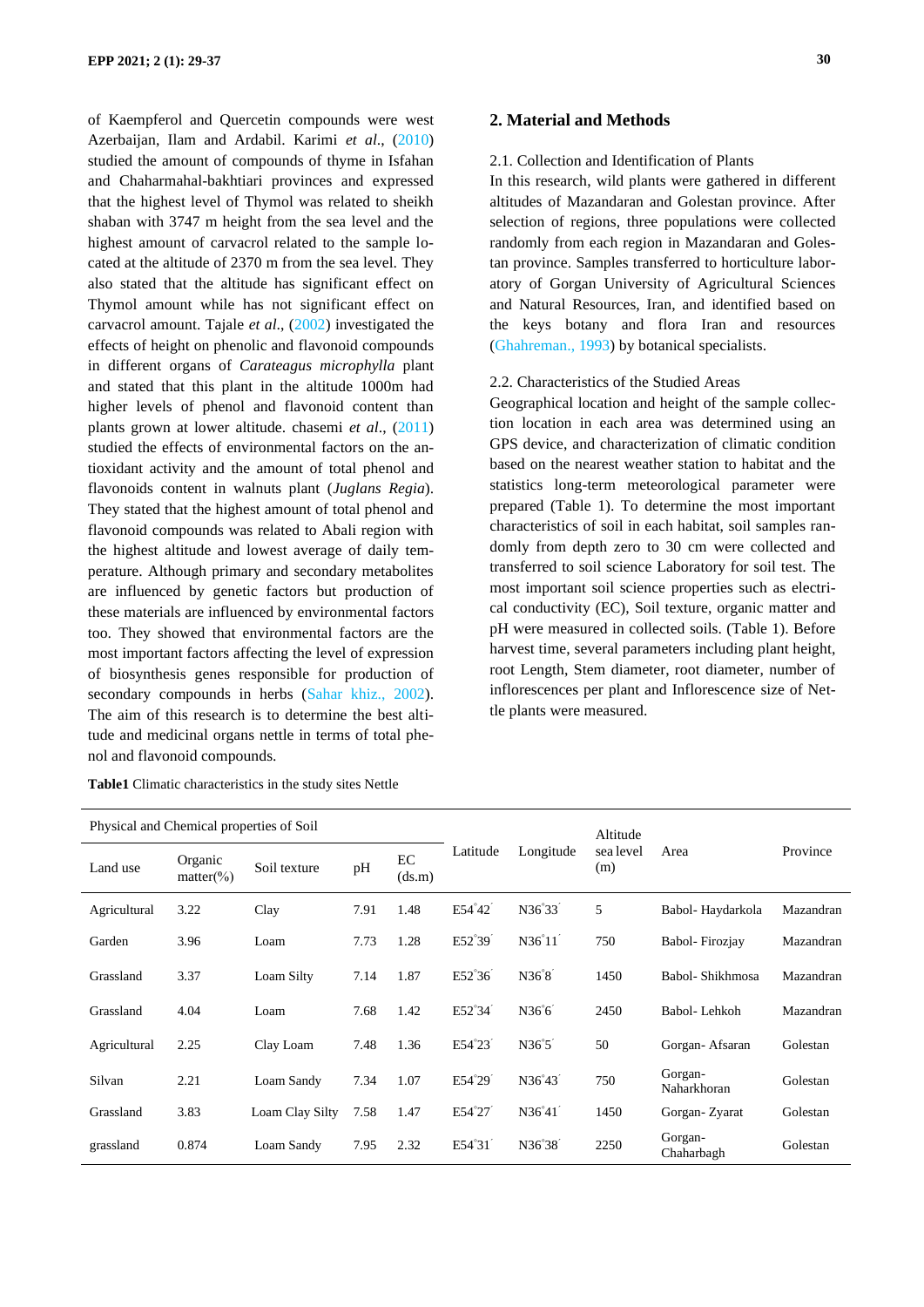of Kaempferol and Quercetin compounds were west Azerbaijan, Ilam and Ardabil. Karimi *et al*., (2010) studied the amount of compounds of thyme in Isfahan and Chaharmahal-bakhtiari provinces and expressed that the highest level of Thymol was related to sheikh shaban with 3747 m height from the sea level and the highest amount of carvacrol related to the sample located at the altitude of 2370 m from the sea level. They also stated that the altitude has significant effect on Thymol amount while has not significant effect on carvacrol amount. Tajale *et al*., (2002) investigated the effects of height on phenolic and flavonoid compounds in different organs of *Carateagus microphylla* plant and stated that this plant in the altitude 1000m had higher levels of phenol and flavonoid content than plants grown at lower altitude. chasemi *et al*., (2011) studied the effects of environmental factors on the antioxidant activity and the amount of total phenol and flavonoids content in walnuts plant (*Juglans Regia*). They stated that the highest amount of total phenol and flavonoid compounds was related to Abali region with the highest altitude and lowest average of daily temperature. Although primary and secondary metabolites are influenced by genetic factors but production of these materials are influenced by environmental factors too. They showed that environmental factors are the most important factors affecting the level of expression of biosynthesis genes responsible for production of secondary compounds in herbs (Sahar khiz., 2002). The aim of this research is to determine the best altitude and medicinal organs nettle in terms of total phenol and flavonoid compounds.

## 2. Material and Methods

2.1. Collection and Identification of Plants

In this research, wild plants were gathered in different altitudes of Mazandaran and Golestan province. After selection of regions, three populations were collected randomly from each region in Mazandaran and Golestan province. Samples transferred to horticulture laboratory of Gorgan University of Agricultural Sciences and Natural Resources, Iran, and identified based on the keys botany and flora Iran and resources (Ghahreman., 1993) by botanical specialists.

2.2. Characteristics of the Studied Areas

Geographical location and height of the sample collection location in each area was determined using an GPS device, and characterization of climatic condition based on the nearest weather station to habitat and the statistics long-term meteorological parameter were prepared (Table 1). To determine the most important characteristics of soil in each habitat, soil samples randomly from depth zero to 30 cm were collected and transferred to soil science Laboratory for soil test. The most important soil science properties such as electrical conductivity (EC), Soil texture, organic matter and pH were measured in collected soils. (Table 1). Before harvest time, several parameters including plant height, root Length, Stem diameter, root diameter, number of inflorescences per plant and Inflorescence size of Nettle plants were measured.

**Table1** Climatic characteristics in the study sites Nettle

| Physical and Chemical properties of Soil | | | | | Latitude | Longitude | Altitude sea level (m) | Area | Province |
|---|---|---|---|---|---|---|---|---|---|
| Land use | Organic matter(%) | Soil texture | pH | EC (ds.m) | | | | | |
| Agricultural | 3.22 | Clay | 7.91 | 1.48 | E54°42′ | N36°33′ | 5 | Babol- Haydarkola | Mazandran |
| Garden | 3.96 | Loam | 7.73 | 1.28 | E52°39′ | N36°11′ | 750 | Babol- Firozjay | Mazandran |
| Grassland | 3.37 | Loam Silty | 7.14 | 1.87 | E52°36′ | N36°8′ | 1450 | Babol- Shikhmosa | Mazandran |
| Grassland | 4.04 | Loam | 7.68 | 1.42 | E52°34′ | N36°6′ | 2450 | Babol- Lehkoh | Mazandran |
| Agricultural | 2.25 | Clay Loam | 7.48 | 1.36 | E54°23′ | N36°5′ | 50 | Gorgan- Afsaran | Golestan |
| Silvan | 2.21 | Loam Sandy | 7.34 | 1.07 | E54°29′ | N36°43′ | 750 | Gorgan-Naharkhoran | Golestan |
| Grassland | 3.83 | Loam Clay Silty | 7.58 | 1.47 | E54°27′ | N36°41′ | 1450 | Gorgan- Zyarat | Golestan |
| grassland | 0.874 | Loam Sandy | 7.95 | 2.32 | E54°31′ | N36°38′ | 2250 | Gorgan-Chaharbagh | Golestan |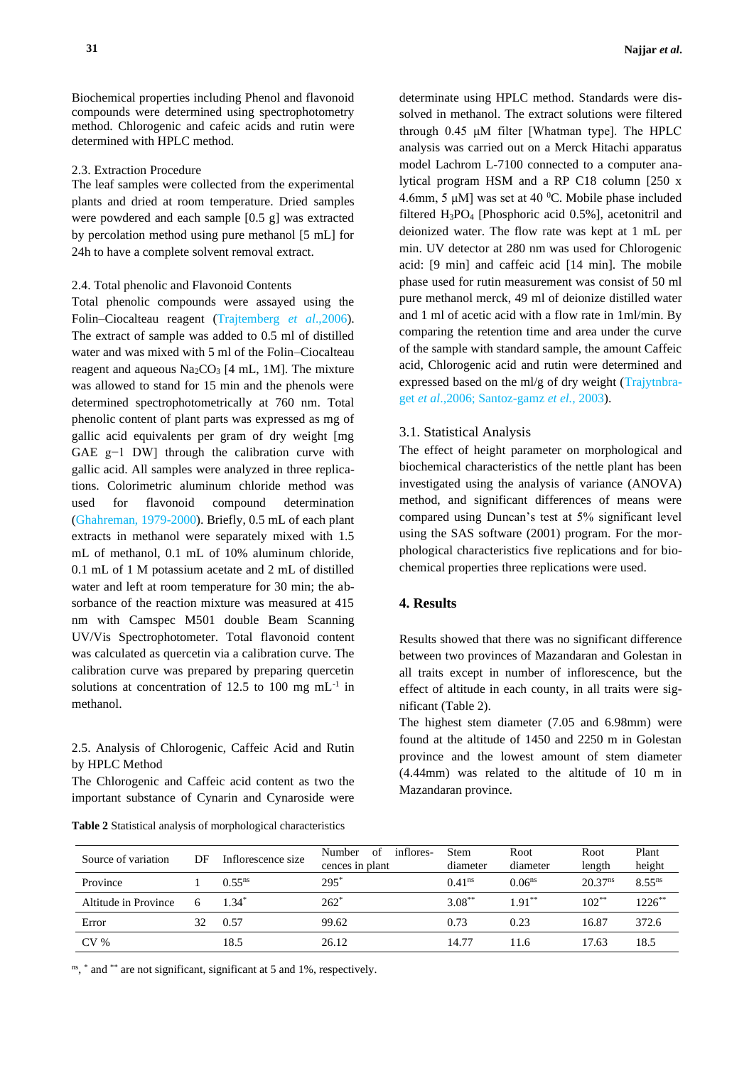Biochemical properties including Phenol and flavonoid compounds were determined using spectrophotometry method. Chlorogenic and cafeic acids and rutin were determined with HPLC method.

### 2.3. Extraction Procedure

The leaf samples were collected from the experimental plants and dried at room temperature. Dried samples were powdered and each sample [0.5 g] was extracted by percolation method using pure methanol [5 mL] for 24h to have a complete solvent removal extract.

### 2.4. Total phenolic and Flavonoid Contents

Total phenolic compounds were assayed using the Folin–Ciocalteau reagent (Trajtemberg *et al*.,2006). The extract of sample was added to 0.5 ml of distilled water and was mixed with 5 ml of the Folin–Ciocalteau reagent and aqueous $Na_2CO_3$ [4 mL, 1M]. The mixture was allowed to stand for 15 min and the phenols were determined spectrophotometrically at 760 nm. Total phenolic content of plant parts was expressed as mg of gallic acid equivalents per gram of dry weight [mg GAE g−1 DW] through the calibration curve with gallic acid. All samples were analyzed in three replications. Colorimetric aluminum chloride method was used for flavonoid compound determination (Ghahreman, 1979-2000). Briefly, 0.5 mL of each plant extracts in methanol were separately mixed with 1.5 mL of methanol, 0.1 mL of 10% aluminum chloride, 0.1 mL of 1 M potassium acetate and 2 mL of distilled water and left at room temperature for 30 min; the absorbance of the reaction mixture was measured at 415 nm with Camspec M501 double Beam Scanning UV/Vis Spectrophotometer. Total flavonoid content was calculated as quercetin via a calibration curve. The calibration curve was prepared by preparing quercetin solutions at concentration of 12.5 to 100 mg $mL^{-1}$ in methanol.

### 2.5. Analysis of Chlorogenic, Caffeic Acid and Rutin by HPLC Method

The Chlorogenic and Caffeic acid content as two the important substance of Cynarin and Cynaroside were determinate using HPLC method. Standards were dissolved in methanol. The extract solutions were filtered through 0.45 μM filter [Whatman type]. The HPLC analysis was carried out on a Merck Hitachi apparatus model Lachrom L-7100 connected to a computer analytical program HSM and a RP C18 column [250 x 4.6mm, 5 μM] was set at 40 $^0$C. Mobile phase included filtered $H_3PO_4$ [Phosphoric acid 0.5%], acetonitril and deionized water. The flow rate was kept at 1 mL per min. UV detector at 280 nm was used for Chlorogenic acid: [9 min] and caffeic acid [14 min]. The mobile phase used for rutin measurement was consist of 50 ml pure methanol merck, 49 ml of deionize distilled water and 1 ml of acetic acid with a flow rate in 1ml/min. By comparing the retention time and area under the curve of the sample with standard sample, the amount Caffeic acid, Chlorogenic acid and rutin were determined and expressed based on the ml/g of dry weight (Trajytnbraget *et al*.,2006; Santoz-gamz *et el.*, 2003).

### 3.1. Statistical Analysis

The effect of height parameter on morphological and biochemical characteristics of the nettle plant has been investigated using the analysis of variance (ANOVA) method, and significant differences of means were compared using Duncan's test at 5% significant level using the SAS software (2001) program. For the morphological characteristics five replications and for biochemical properties three replications were used.

## 4. Results

Results showed that there was no significant difference between two provinces of Mazandaran and Golestan in all traits except in number of inflorescence, but the effect of altitude in each county, in all traits were significant (Table 2).

The highest stem diameter (7.05 and 6.98mm) were found at the altitude of 1450 and 2250 m in Golestan province and the lowest amount of stem diameter (4.44mm) was related to the altitude of 10 m in Mazandaran province.

**Table 2** Statistical analysis of morphological characteristics

| Source of variation | DF | Inflorescence size | Number of inflorescences in plant | Stem diameter | Root diameter | Root length | Plant height |
|---|---|---|---|---|---|---|---|
| Province | 1 | $0.55^{ns}$ | $295^{*}$ | $0.41^{ns}$ | $0.06^{ns}$ | $20.37^{ns}$ | $8.55^{ns}$ |
| Altitude in Province | 6 | $1.34^{*}$ | $262^{*}$ | $3.08^{**}$ | $1.91^{**}$ | $102^{**}$ | $1226^{**}$ |
| Error | 32 | 0.57 | 99.62 | 0.73 | 0.23 | 16.87 | 372.6 |
| CV % | | 18.5 | 26.12 | 14.77 | 11.6 | 17.63 | 18.5 |

$^{ns}$, $^{*}$ and $^{**}$ are not significant, significant at 5 and 1%, respectively.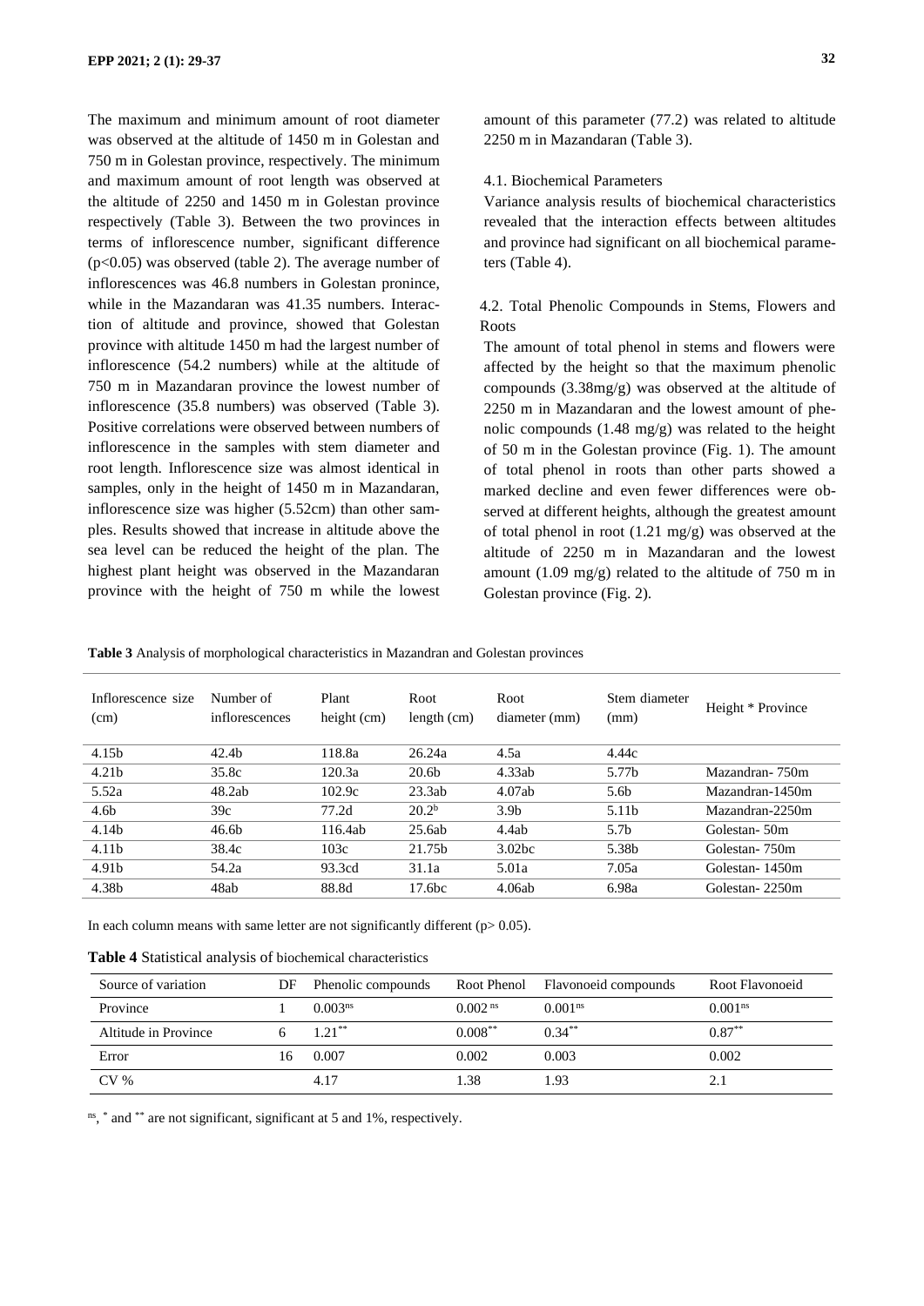The maximum and minimum amount of root diameter was observed at the altitude of 1450 m in Golestan and 750 m in Golestan province, respectively. The minimum and maximum amount of root length was observed at the altitude of 2250 and 1450 m in Golestan province respectively (Table 3). Between the two provinces in terms of inflorescence number, significant difference ($p<0.05$) was observed (table 2). The average number of inflorescences was 46.8 numbers in Golestan pronince, while in the Mazandaran was 41.35 numbers. Interaction of altitude and province, showed that Golestan province with altitude 1450 m had the largest number of inflorescence (54.2 numbers) while at the altitude of 750 m in Mazandaran province the lowest number of inflorescence (35.8 numbers) was observed (Table 3). Positive correlations were observed between numbers of inflorescence in the samples with stem diameter and root length. Inflorescence size was almost identical in samples, only in the height of 1450 m in Mazandaran, inflorescence size was higher (5.52cm) than other samples. Results showed that increase in altitude above the sea level can be reduced the height of the plan. The highest plant height was observed in the Mazandaran province with the height of 750 m while the lowest amount of this parameter (77.2) was related to altitude 2250 m in Mazandaran (Table 3).

4.1. Biochemical Parameters

Variance analysis results of biochemical characteristics revealed that the interaction effects between altitudes and province had significant on all biochemical parameters (Table 4).

4.2. Total Phenolic Compounds in Stems, Flowers and Roots

The amount of total phenol in stems and flowers were affected by the height so that the maximum phenolic compounds (3.38mg/g) was observed at the altitude of 2250 m in Mazandaran and the lowest amount of phenolic compounds (1.48 mg/g) was related to the height of 50 m in the Golestan province (Fig. 1). The amount of total phenol in roots than other parts showed a marked decline and even fewer differences were observed at different heights, although the greatest amount of total phenol in root (1.21 mg/g) was observed at the altitude of 2250 m in Mazandaran and the lowest amount (1.09 mg/g) related to the altitude of 750 m in Golestan province (Fig. 2).

**Table 3** Analysis of morphological characteristics in Mazandran and Golestan provinces

| Inflorescence size (cm) | Number of inflorescences | Plant height (cm) | Root length (cm) | Root diameter (mm) | Stem diameter (mm) | Height * Province |
|---|---|---|---|---|---|---|
| 4.15b | 42.4b | 118.8a | 26.24a | 4.5a | 4.44c | |
| 4.21b | 35.8c | 120.3a | 20.6b | 4.33ab | 5.77b | Mazandran- 750m |
| 5.52a | 48.2ab | 102.9c | 23.3ab | 4.07ab | 5.6b | Mazandran-1450m |
| 4.6b | 39c | 77.2d | 20.2b | 3.9b | 5.11b | Mazandran-2250m |
| 4.14b | 46.6b | 116.4ab | 25.6ab | 4.4ab | 5.7b | Golestan- 50m |
| 4.11b | 38.4c | 103c | 21.75b | 3.02bc | 5.38b | Golestan- 750m |
| 4.91b | 54.2a | 93.3cd | 31.1a | 5.01a | 7.05a | Golestan- 1450m |
| 4.38b | 48ab | 88.8d | 17.6bc | 4.06ab | 6.98a | Golestan- 2250m |

In each column means with same letter are not significantly different ($p> 0.05$).

**Table 4** Statistical analysis of biochemical characteristics

| Source of variation | DF | Phenolic compounds | Root Phenol | Flavonoeid compounds | Root Flavonoeid |
|---|---|---|---|---|---|
| Province | 1 | $0.003^{ns}$ | $0.002^{ns}$ | $0.001^{ns}$ | $0.001^{ns}$ |
| Altitude in Province | 6 | $1.21^{**}$ | $0.008^{**}$ | $0.34^{**}$ | $0.87^{**}$ |
| Error | 16 | 0.007 | 0.002 | 0.003 | 0.002 |
| CV % | | 4.17 | 1.38 | 1.93 | 2.1 |

$^{ns}$, $^{*}$ and $^{**}$ are not significant, significant at 5 and 1%, respectively.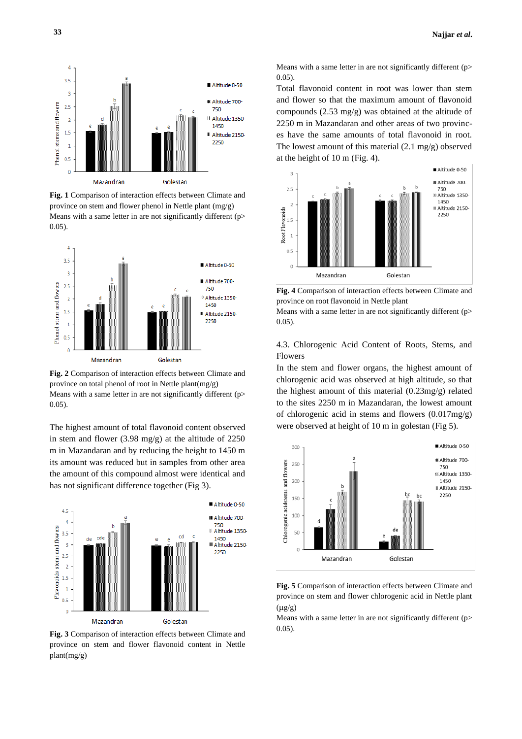**Fig. 1** Comparison of interaction effects between Climate and province on stem and flower phenol in Nettle plant (mg/g)
Means with a same letter in are not significantly different (p> 0.05).

**Fig. 2** Comparison of interaction effects between Climate and province on total phenol of root in Nettle plant(mg/g)
Means with a same letter in are not significantly different (p> 0.05).

The highest amount of total flavonoid content observed in stem and flower (3.98 mg/g) at the altitude of 2250 m in Mazandaran and by reducing the height to 1450 m its amount was reduced but in samples from other area the amount of this compound almost were identical and has not significant difference together (Fig 3).

**Fig. 3** Comparison of interaction effects between Climate and province on stem and flower flavonoid content in Nettle plant(mg/g)

Means with a same letter in are not significantly different (p> 0.05).

Total flavonoid content in root was lower than stem and flower so that the maximum amount of flavonoid compounds (2.53 mg/g) was obtained at the altitude of 2250 m in Mazandaran and other areas of two provinces have the same amounts of total flavonoid in root. The lowest amount of this material (2.1 mg/g) observed at the height of 10 m (Fig. 4).

**Fig. 4** Comparison of interaction effects between Climate and province on root flavonoid in Nettle plant
Means with a same letter in are not significantly different (p> 0.05).

4.3. Chlorogenic Acid Content of Roots, Stems, and Flowers

In the stem and flower organs, the highest amount of chlorogenic acid was observed at high altitude, so that the highest amount of this material (0.23mg/g) related to the sites 2250 m in Mazandaran, the lowest amount of chlorogenic acid in stems and flowers (0.017mg/g) were observed at height of 10 m in golestan (Fig 5).

**Fig. 5** Comparison of interaction effects between Climate and province on stem and flower chlorogenic acid in Nettle plant (μg/g)
Means with a same letter in are not significantly different (p> 0.05).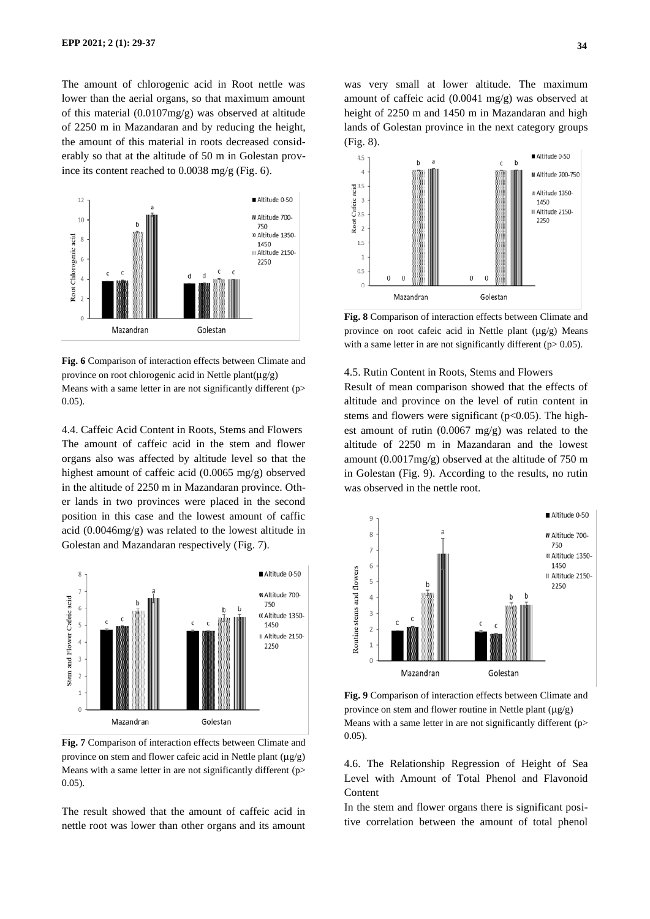The amount of chlorogenic acid in Root nettle was lower than the aerial organs, so that maximum amount of this material (0.0107mg/g) was observed at altitude of 2250 m in Mazandaran and by reducing the height, the amount of this material in roots decreased considerably so that at the altitude of 50 m in Golestan province its content reached to 0.0038 mg/g (Fig. 6).

**Fig. 6** Comparison of interaction effects between Climate and province on root chlorogenic acid in Nettle plant(μg/g) Means with a same letter in are not significantly different ($p > 0.05$).

4.4. Caffeic Acid Content in Roots, Stems and Flowers

The amount of caffeic acid in the stem and flower organs also was affected by altitude level so that the highest amount of caffeic acid (0.0065 mg/g) observed in the altitude of 2250 m in Mazandaran province. Other lands in two provinces were placed in the second position in this case and the lowest amount of caffic acid (0.0046mg/g) was related to the lowest altitude in Golestan and Mazandaran respectively (Fig. 7).

**Fig. 7** Comparison of interaction effects between Climate and province on stem and flower cafeic acid in Nettle plant (μg/g) Means with a same letter in are not significantly different ($p > 0.05$).

The result showed that the amount of caffeic acid in nettle root was lower than other organs and its amount was very small at lower altitude. The maximum amount of caffeic acid (0.0041 mg/g) was observed at height of 2250 m and 1450 m in Mazandaran and high lands of Golestan province in the next category groups (Fig. 8).

**Fig. 8** Comparison of interaction effects between Climate and province on root cafeic acid in Nettle plant (μg/g) Means with a same letter in are not significantly different ($p > 0.05$).

4.5. Rutin Content in Roots, Stems and Flowers

Result of mean comparison showed that the effects of altitude and province on the level of rutin content in stems and flowers were significant ($p < 0.05$). The highest amount of rutin (0.0067 mg/g) was related to the altitude of 2250 m in Mazandaran and the lowest amount (0.0017mg/g) observed at the altitude of 750 m in Golestan (Fig. 9). According to the results, no rutin was observed in the nettle root.

**Fig. 9** Comparison of interaction effects between Climate and province on stem and flower routine in Nettle plant (μg/g) Means with a same letter in are not significantly different ($p > 0.05$).

4.6. The Relationship Regression of Height of Sea Level with Amount of Total Phenol and Flavonoid Content

In the stem and flower organs there is significant positive correlation between the amount of total phenol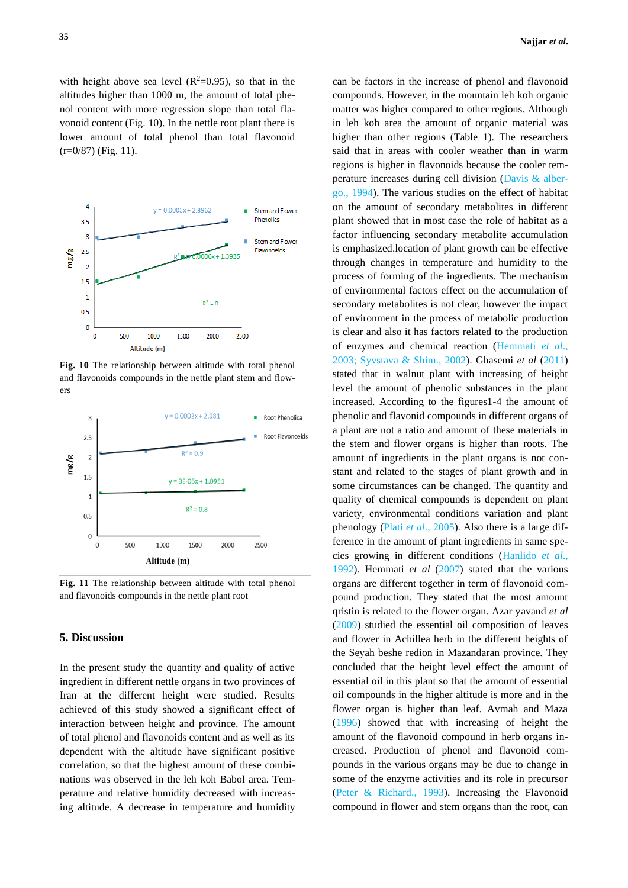with height above sea level ($R^2$=0.95), so that in the altitudes higher than 1000 m, the amount of total phenol content with more regression slope than total flavonoid content (Fig. 10). In the nettle root plant there is lower amount of total phenol than total flavonoid (r=0/87) (Fig. 11).

**Fig. 10** The relationship between altitude with total phenol and flavonoids compounds in the nettle plant stem and flowers

**Fig. 11** The relationship between altitude with total phenol and flavonoids compounds in the nettle plant root

## 5. Discussion

In the present study the quantity and quality of active ingredient in different nettle organs in two provinces of Iran at the different height were studied. Results achieved of this study showed a significant effect of interaction between height and province. The amount of total phenol and flavonoids content and as well as its dependent with the altitude have significant positive correlation, so that the highest amount of these combinations was observed in the leh koh Babol area. Temperature and relative humidity decreased with increasing altitude. A decrease in temperature and humidity can be factors in the increase of phenol and flavonoid compounds. However, in the mountain leh koh organic matter was higher compared to other regions. Although in leh koh area the amount of organic material was higher than other regions (Table 1). The researchers said that in areas with cooler weather than in warm regions is higher in flavonoids because the cooler temperature increases during cell division (Davis & albergo., 1994). The various studies on the effect of habitat on the amount of secondary metabolites in different plant showed that in most case the role of habitat as a factor influencing secondary metabolite accumulation is emphasized.location of plant growth can be effective through changes in temperature and humidity to the process of forming of the ingredients. The mechanism of environmental factors effect on the accumulation of secondary metabolites is not clear, however the impact of environment in the process of metabolic production is clear and also it has factors related to the production of enzymes and chemical reaction (Hemmati *et al.*, 2003; Syvstava & Shim., 2002). Ghasemi *et al* (2011) stated that in walnut plant with increasing of height level the amount of phenolic substances in the plant increased. According to the figures1-4 the amount of phenolic and flavonid compounds in different organs of a plant are not a ratio and amount of these materials in the stem and flower organs is higher than roots. The amount of ingredients in the plant organs is not constant and related to the stages of plant growth and in some circumstances can be changed. The quantity and quality of chemical compounds is dependent on plant variety, environmental conditions variation and plant phenology (Plati *et al.*, 2005). Also there is a large difference in the amount of plant ingredients in same species growing in different conditions (Hanlido *et al.*, 1992). Hemmati *et al* (2007) stated that the various organs are different together in term of flavonoid compound production. They stated that the most amount qristin is related to the flower organ. Azar yavand *et al* (2009) studied the essential oil composition of leaves and flower in Achillea herb in the different heights of the Seyah beshe redion in Mazandaran province. They concluded that the height level effect the amount of essential oil in this plant so that the amount of essential oil compounds in the higher altitude is more and in the flower organ is higher than leaf. Avmah and Maza (1996) showed that with increasing of height the amount of the flavonoid compound in herb organs increased. Production of phenol and flavonoid compounds in the various organs may be due to change in some of the enzyme activities and its role in precursor (Peter & Richard., 1993). Increasing the Flavonoid compound in flower and stem organs than the root, can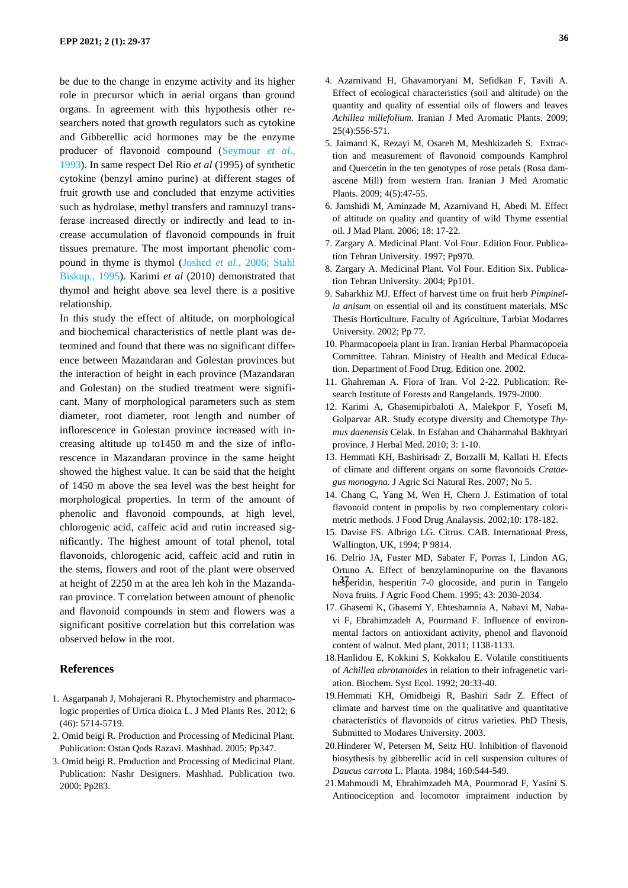be due to the change in enzyme activity and its higher role in precursor which in aerial organs than ground organs. In agreement with this hypothesis other researchers noted that growth regulators such as cytokine and Gibberellic acid hormones may be the enzyme producer of flavonoid compound (Seymour *et al*., 1993). In same respect Del Rio *et al* (1995) of synthetic cytokine (benzyl amino purine) at different stages of fruit growth use and concluded that enzyme activities such as hydrolase, methyl transfers and ramnuzyl transferase increased directly or indirectly and lead to increase accumulation of flavonoid compounds in fruit tissues premature. The most important phenolic compound in thyme is thymol (Joshed *et al*., 2006; Stahl Biskup., 1995). Karimi *et al* (2010) demonstrated that thymol and height above sea level there is a positive relationship.

In this study the effect of altitude, on morphological and biochemical characteristics of nettle plant was determined and found that there was no significant difference between Mazandaran and Golestan provinces but the interaction of height in each province (Mazandaran and Golestan) on the studied treatment were significant. Many of morphological parameters such as stem diameter, root diameter, root length and number of inflorescence in Golestan province increased with increasing altitude up to1450 m and the size of inflorescence in Mazandaran province in the same height showed the highest value. It can be said that the height of 1450 m above the sea level was the best height for morphological properties. In term of the amount of phenolic and flavonoid compounds, at high level, chlorogenic acid, caffeic acid and rutin increased significantly. The highest amount of total phenol, total flavonoids, chlorogenic acid, caffeic acid and rutin in the stems, flowers and root of the plant were observed at height of 2250 m at the area leh koh in the Mazandaran province. T correlation between amount of phenolic and flavonoid compounds in stem and flowers was a significant positive correlation but this correlation was observed below in the root.

## References

1. Asgarpanah J, Mohajerani R. Phytochemistry and pharmacologic properties of Urtica dioica L. J Med Plants Res. 2012; 6 (46): 5714-5719.
2. Omid beigi R. Production and Processing of Medicinal Plant. Publication: Ostan Qods Razavi. Mashhad. 2005; Pp347.
3. Omid beigi R. Production and Processing of Medicinal Plant. Publication: Nashr Designers. Mashhad. Publication two. 2000; Pp283.
4. Azarnivand H, Ghavamoryani M, Sefidkan F, Tavili A. Effect of ecological characteristics (soil and altitude) on the quantity and quality of essential oils of flowers and leaves *Achillea millefolium*. Iranian J Med Aromatic Plants. 2009; 25(4):556-571.
5. Jaimand K, Rezayi M, Osareh M, Meshkizadeh S. Extraction and measurement of flavonoid compounds Kamphrol and Quercetin in the ten genotypes of rose petals (Rosa damascene Mill) from western Iran. Iranian J Med Aromatic Plants. 2009; 4(5):47-55.
6. Jamshidi M, Aminzade M, Azarnivand H, Abedi M. Effect of altitude on quality and quantity of wild Thyme essential oil. J Mad Plant. 2006; 18: 17-22.
7. Zargary A. Medicinal Plant. Vol Four. Edition Four. Publication Tehran University. 1997; Pp970.
8. Zargary A. Medicinal Plant. Vol Four. Edition Six. Publication Tehran University. 2004; Pp101.
9. Saharkhiz MJ. Effect of harvest time on fruit herb *Pimpinella anisum* on essential oil and its constituent materials. MSc Thesis Horticulture. Faculty of Agriculture, Tarbiat Modarres University. 2002; Pp 77.
10. Pharmacopoeia plant in Iran. Iranian Herbal Pharmacopoeia Committee. Tahran. Ministry of Health and Medical Education. Department of Food Drug. Edition one. 2002.
11. Ghahreman A. Flora of Iran. Vol 2-22. Publication: Research Institute of Forests and Rangelands. 1979-2000.
12. Karimi A, Ghasemipirbaloti A, Malekpor F, Yosefi M, Golparvar AR. Study ecotype diversity and Chemotype *Thymus daenensis* Celak. In Esfahan and Chaharmahal Bakhtyari province. J Herbal Med. 2010; 3: 1-10.
13. Hemmati KH, Bashirisadr Z, Borzalli M, Kallati H. Efects of climate and different organs on some flavonoids *Crataegus monogyna*. J Agric Sci Natural Res. 2007; No 5.
14. Chang C, Yang M, Wen H, Chern J. Estimation of total flavonoid content in propolis by two complementary colorimetric methods. J Food Drug Analaysis. 2002;10: 178-182.
15. Davise FS. Albrigo LG. Citrus. CAB. International Press, Wallington, UK, 1994; P 9814.
16. Delrio JA, Fuster MD, Sabater F, Porras I, Lindon AG, Ortuno A. Effect of benzylaminopurine on the flavanons hesperidin, hesperitin 7-0 glocoside, and purin in Tangelo Nova fruits. J Agric Food Chem. 1995; 43: 2030-2034.
17. Ghasemi K, Ghasemi Y, Ehteshamnia A, Nabavi M, Nabavi F, Ebrahimzadeh A, Pourmand F. Influence of environmental factors on antioxidant activity, phenol and flavonoid content of walnut. Med plant, 2011; 1138-1133.
18. Hanlidou E, Kokkini S, Kokkalou E. Volatile constitiuents of *Achillea abrotanoides* in relation to their infragenetic variation. Biochem. Syst Ecol. 1992; 20:33-40.
19. Hemmati KH, Omidbeigi R, Bashiri Sadr Z. Effect of climate and harvest time on the qualitative and quantitative characteristics of flavonoids of citrus varieties. PhD Thesis, Submitted to Modares University. 2003.
20. Hinderer W, Petersen M, Seitz HU. Inhibition of flavonoid biosythesis by gibberellic acid in cell suspension cultures of *Daucus carrota* L. Planta. 1984; 160:544-549.
21. Mahmoudi M, Ebrahimzadeh MA, Pourmorad F, Yasini S. Antinociception and locomotor impraiment induction by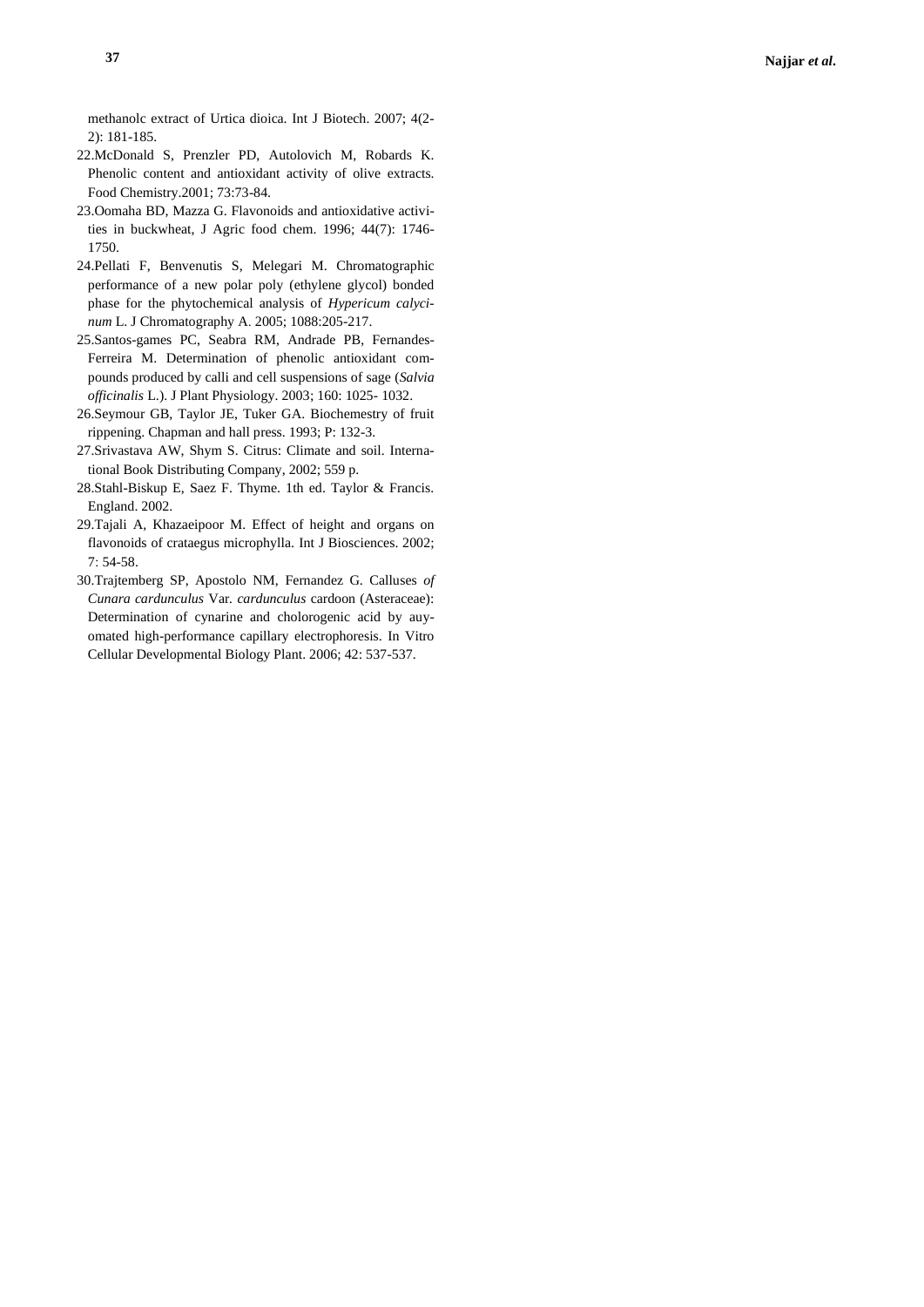methanolc extract of Urtica dioica. Int J Biotech. 2007; 4(2-2): 181-185.

22. McDonald S, Prenzler PD, Autolovich M, Robards K. Phenolic content and antioxidant activity of olive extracts. Food Chemistry.2001; 73:73-84.
23. Oomaha BD, Mazza G. Flavonoids and antioxidative activities in buckwheat, J Agric food chem. 1996; 44(7): 1746-1750.
24. Pellati F, Benvenutis S, Melegari M. Chromatographic performance of a new polar poly (ethylene glycol) bonded phase for the phytochemical analysis of *Hypericum calycinum* L. J Chromatography A. 2005; 1088:205-217.
25. Santos-games PC, Seabra RM, Andrade PB, Fernandes-Ferreira M. Determination of phenolic antioxidant compounds produced by calli and cell suspensions of sage (*Salvia officinalis* L.). J Plant Physiology. 2003; 160: 1025- 1032.
26. Seymour GB, Taylor JE, Tuker GA. Biochemestry of fruit rippening. Chapman and hall press. 1993; P: 132-3.
27. Srivastava AW, Shym S. Citrus: Climate and soil. International Book Distributing Company, 2002; 559 p.
28. Stahl-Biskup E, Saez F. Thyme. 1th ed. Taylor & Francis. England. 2002.
29. Tajali A, Khazaeipoor M. Effect of height and organs on flavonoids of crataegus microphylla. Int J Biosciences. 2002; 7: 54-58.
30. Trajtemberg SP, Apostolo NM, Fernandez G. Calluses *of Cunara cardunculus* Var. *cardunculus* cardoon (Asteraceae): Determination of cynarine and cholorogenic acid by auyomated high-performance capillary electrophoresis. In Vitro Cellular Developmental Biology Plant. 2006; 42: 537-537.